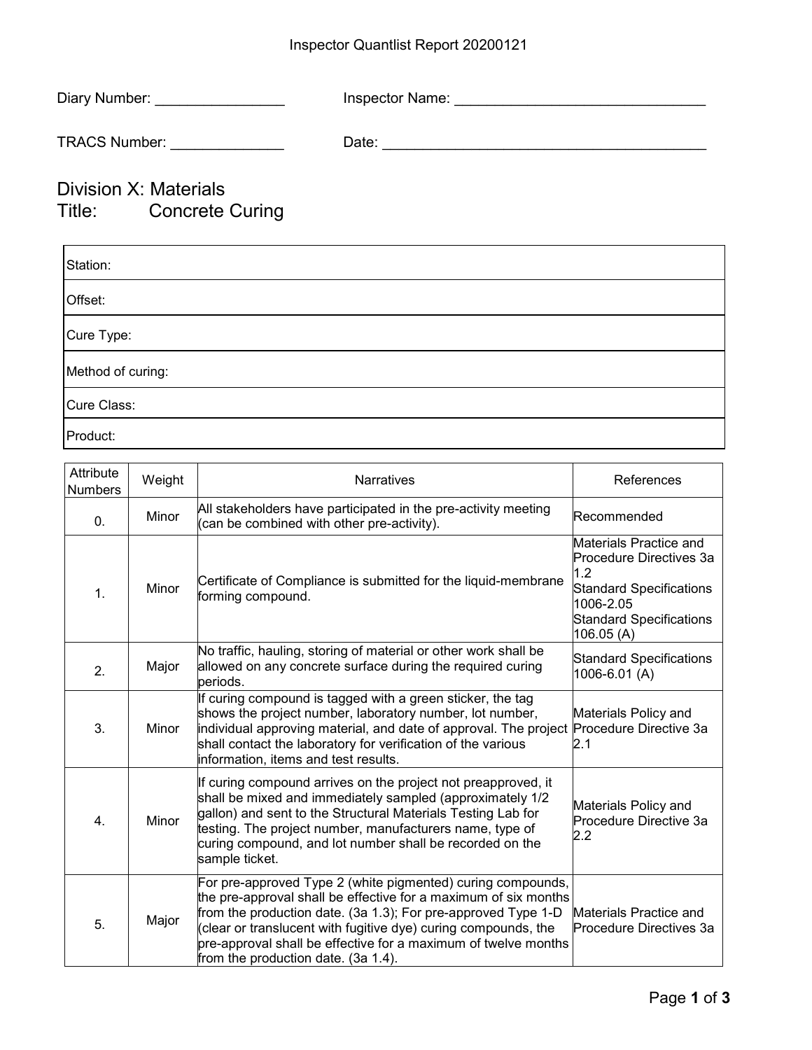Inspector Quantlist Report 20200121

Diary Number: ________________ Inspector Name: _______________________________

TRACS Number: ______________ Date: _________________________________________

# Division X: Materials
# Title: Concrete Curing

| |
|---|
| Station: |
| Offset: |
| Cure Type: |
| Method of curing: |
| Cure Class: |
| Product: |

| Attribute Numbers | Weight | Narratives | References |
|---|---|---|---|
| 0. | Minor | All stakeholders have participated in the pre-activity meeting (can be combined with other pre-activity). | Recommended |
| 1. | Minor | Certificate of Compliance is submitted for the liquid-membrane forming compound. | Materials Practice and Procedure Directives 3a 1.2<br>Standard Specifications 1006-2.05<br>Standard Specifications 106.05 (A) |
| 2. | Major | No traffic, hauling, storing of material or other work shall be allowed on any concrete surface during the required curing periods. | Standard Specifications 1006-6.01 (A) |
| 3. | Minor | If curing compound is tagged with a green sticker, the tag shows the project number, laboratory number, lot number, individual approving material, and date of approval. The project shall contact the laboratory for verification of the various information, items and test results. | Materials Policy and Procedure Directive 3a 2.1 |
| 4. | Minor | If curing compound arrives on the project not preapproved, it shall be mixed and immediately sampled (approximately 1/2 gallon) and sent to the Structural Materials Testing Lab for testing. The project number, manufacturers name, type of curing compound, and lot number shall be recorded on the sample ticket. | Materials Policy and Procedure Directive 3a 2.2 |
| 5. | Major | For pre-approved Type 2 (white pigmented) curing compounds, the pre-approval shall be effective for a maximum of six months from the production date. (3a 1.3); For pre-approved Type 1-D (clear or translucent with fugitive dye) curing compounds, the pre-approval shall be effective for a maximum of twelve months from the production date. (3a 1.4). | Materials Practice and Procedure Directives 3a |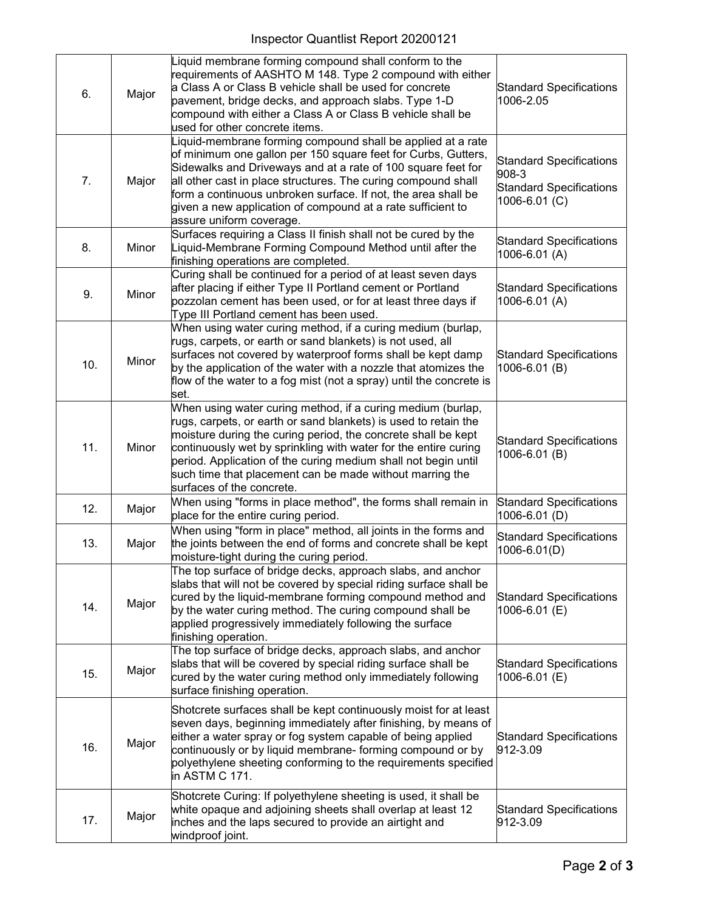| 6. | Major | Liquid membrane forming compound shall conform to the requirements of AASHTO M 148. Type 2 compound with either a Class A or Class B vehicle shall be used for concrete pavement, bridge decks, and approach slabs. Type 1-D compound with either a Class A or Class B vehicle shall be used for other concrete items. | Standard Specifications 1006-2.05 |
|---|---|---|---|
| 7. | Major | Liquid-membrane forming compound shall be applied at a rate of minimum one gallon per 150 square feet for Curbs, Gutters, Sidewalks and Driveways and at a rate of 100 square feet for all other cast in place structures. The curing compound shall form a continuous unbroken surface. If not, the area shall be given a new application of compound at a rate sufficient to assure uniform coverage. | Standard Specifications 908-3<br>Standard Specifications 1006-6.01 (C) |
| 8. | Minor | Surfaces requiring a Class II finish shall not be cured by the Liquid-Membrane Forming Compound Method until after the finishing operations are completed. | Standard Specifications 1006-6.01 (A) |
| 9. | Minor | Curing shall be continued for a period of at least seven days after placing if either Type II Portland cement or Portland pozzolan cement has been used, or for at least three days if Type III Portland cement has been used. | Standard Specifications 1006-6.01 (A) |
| 10. | Minor | When using water curing method, if a curing medium (burlap, rugs, carpets, or earth or sand blankets) is not used, all surfaces not covered by waterproof forms shall be kept damp by the application of the water with a nozzle that atomizes the flow of the water to a fog mist (not a spray) until the concrete is set. | Standard Specifications 1006-6.01 (B) |
| 11. | Minor | When using water curing method, if a curing medium (burlap, rugs, carpets, or earth or sand blankets) is used to retain the moisture during the curing period, the concrete shall be kept continuously wet by sprinkling with water for the entire curing period. Application of the curing medium shall not begin until such time that placement can be made without marring the surfaces of the concrete. | Standard Specifications 1006-6.01 (B) |
| 12. | Major | When using "forms in place method", the forms shall remain in place for the entire curing period. | Standard Specifications 1006-6.01 (D) |
| 13. | Major | When using "form in place" method, all joints in the forms and the joints between the end of forms and concrete shall be kept moisture-tight during the curing period. | Standard Specifications 1006-6.01(D) |
| 14. | Major | The top surface of bridge decks, approach slabs, and anchor slabs that will not be covered by special riding surface shall be cured by the liquid-membrane forming compound method and by the water curing method. The curing compound shall be applied progressively immediately following the surface finishing operation. | Standard Specifications 1006-6.01 (E) |
| 15. | Major | The top surface of bridge decks, approach slabs, and anchor slabs that will be covered by special riding surface shall be cured by the water curing method only immediately following surface finishing operation. | Standard Specifications 1006-6.01 (E) |
| 16. | Major | Shotcrete surfaces shall be kept continuously moist for at least seven days, beginning immediately after finishing, by means of either a water spray or fog system capable of being applied continuously or by liquid membrane- forming compound or by polyethylene sheeting conforming to the requirements specified in ASTM C 171. | Standard Specifications 912-3.09 |
| 17. | Major | Shotcrete Curing: If polyethylene sheeting is used, it shall be white opaque and adjoining sheets shall overlap at least 12 inches and the laps secured to provide an airtight and windproof joint. | Standard Specifications 912-3.09 |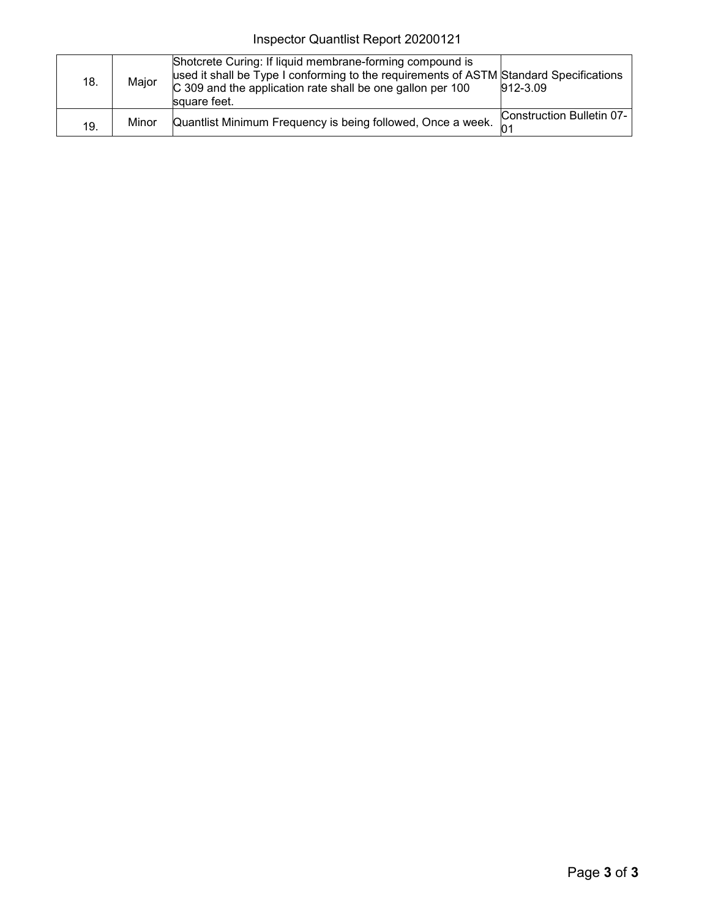| | | | |
|---|---|---|---|
| 18. | Major | Shotcrete Curing: If liquid membrane-forming compound is used it shall be Type I conforming to the requirements of ASTM C 309 and the application rate shall be one gallon per 100 square feet. | Standard Specifications 912-3.09 |
| 19. | Minor | Quantlist Minimum Frequency is being followed, Once a week. | Construction Bulletin 07-01 |